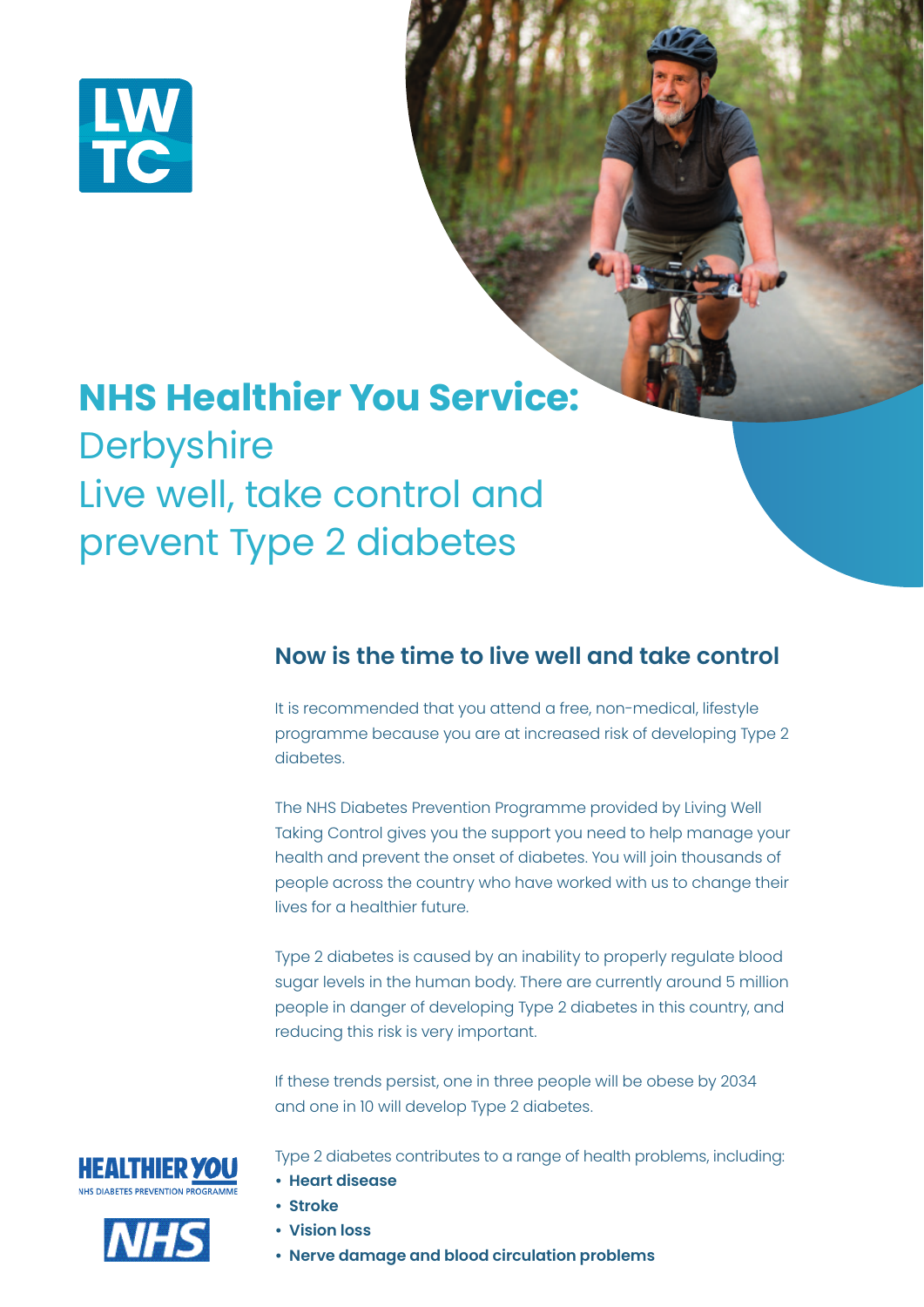LWTC

# NHS Healthier You Service:
# Derbyshire
# Live well, take control and prevent Type 2 diabetes

## Now is the time to live well and take control

It is recommended that you attend a free, non-medical, lifestyle programme because you are at increased risk of developing Type 2 diabetes.

The NHS Diabetes Prevention Programme provided by Living Well Taking Control gives you the support you need to help manage your health and prevent the onset of diabetes. You will join thousands of people across the country who have worked with us to change their lives for a healthier future.

Type 2 diabetes is caused by an inability to properly regulate blood sugar levels in the human body. There are currently around 5 million people in danger of developing Type 2 diabetes in this country, and reducing this risk is very important.

If these trends persist, one in three people will be obese by 2034 and one in 10 will develop Type 2 diabetes.

Type 2 diabetes contributes to a range of health problems, including:

- **Heart disease**
- **Stroke**
- **Vision loss**
- **Nerve damage and blood circulation problems**

HEALTHIER YOU
NHS DIABETES PREVENTION PROGRAMME

NHS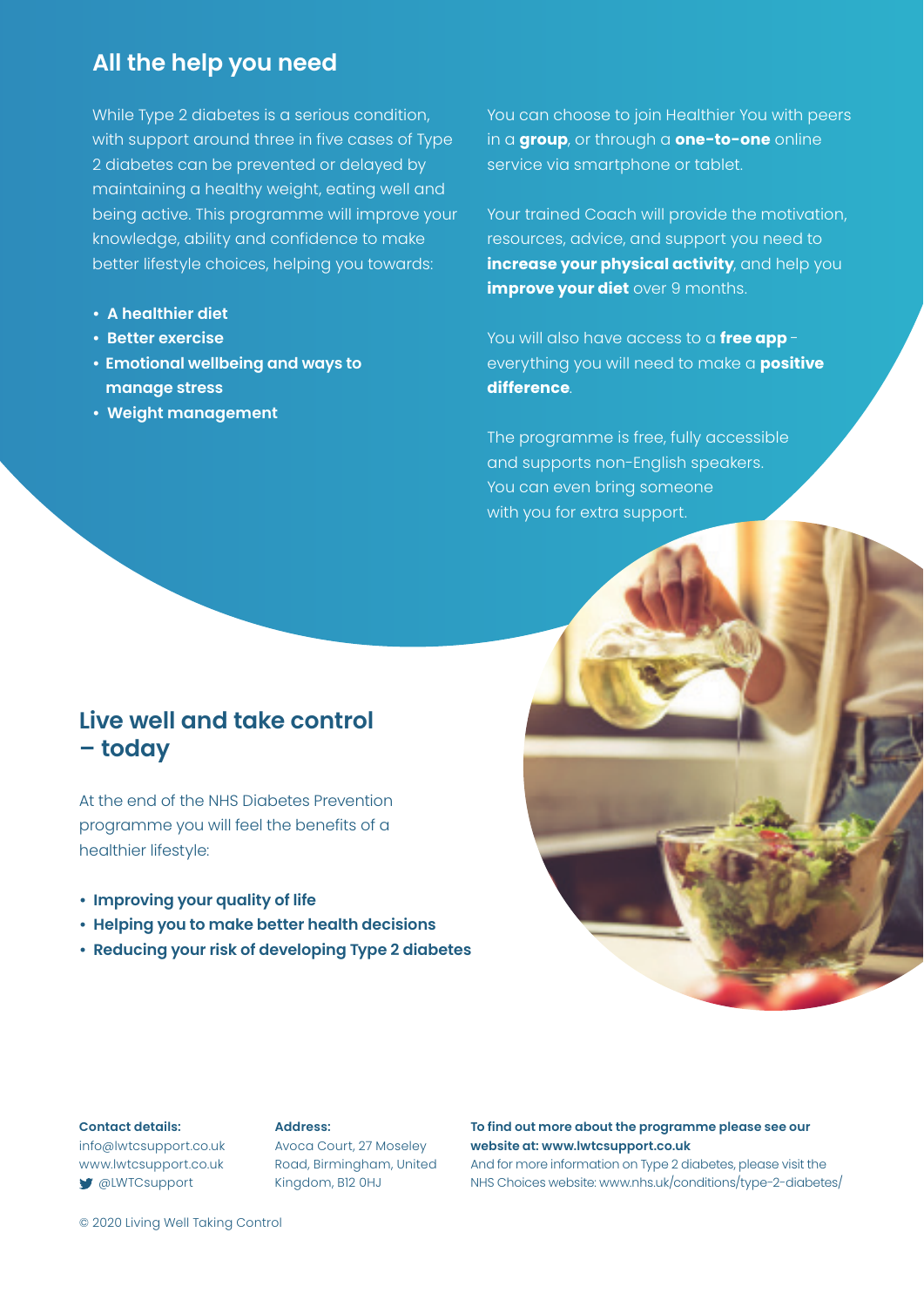## All the help you need

While Type 2 diabetes is a serious condition, with support around three in five cases of Type 2 diabetes can be prevented or delayed by maintaining a healthy weight, eating well and being active. This programme will improve your knowledge, ability and confidence to make better lifestyle choices, helping you towards:

- **A healthier diet**
- **Better exercise**
- **Emotional wellbeing and ways to manage stress**
- **Weight management**

You can choose to join Healthier You with peers in a **group**, or through a **one-to-one** online service via smartphone or tablet.

Your trained Coach will provide the motivation, resources, advice, and support you need to **increase your physical activity**, and help you **improve your diet** over 9 months.

You will also have access to a **free app** - everything you will need to make a **positive difference**.

The programme is free, fully accessible and supports non-English speakers. You can even bring someone with you for extra support.

## Live well and take control – today

At the end of the NHS Diabetes Prevention programme you will feel the benefits of a healthier lifestyle:

- **Improving your quality of life**
- **Helping you to make better health decisions**
- **Reducing your risk of developing Type 2 diabetes**

**Contact details:**
info@lwtcsupport.co.uk
www.lwtcsupport.co.uk
@LWTCsupport

**Address:**
Avoca Court, 27 Moseley Road, Birmingham, United Kingdom, B12 0HJ

**To find out more about the programme please see our website at: www.lwtcsupport.co.uk**
And for more information on Type 2 diabetes, please visit the NHS Choices website: www.nhs.uk/conditions/type-2-diabetes/

© 2020 Living Well Taking Control